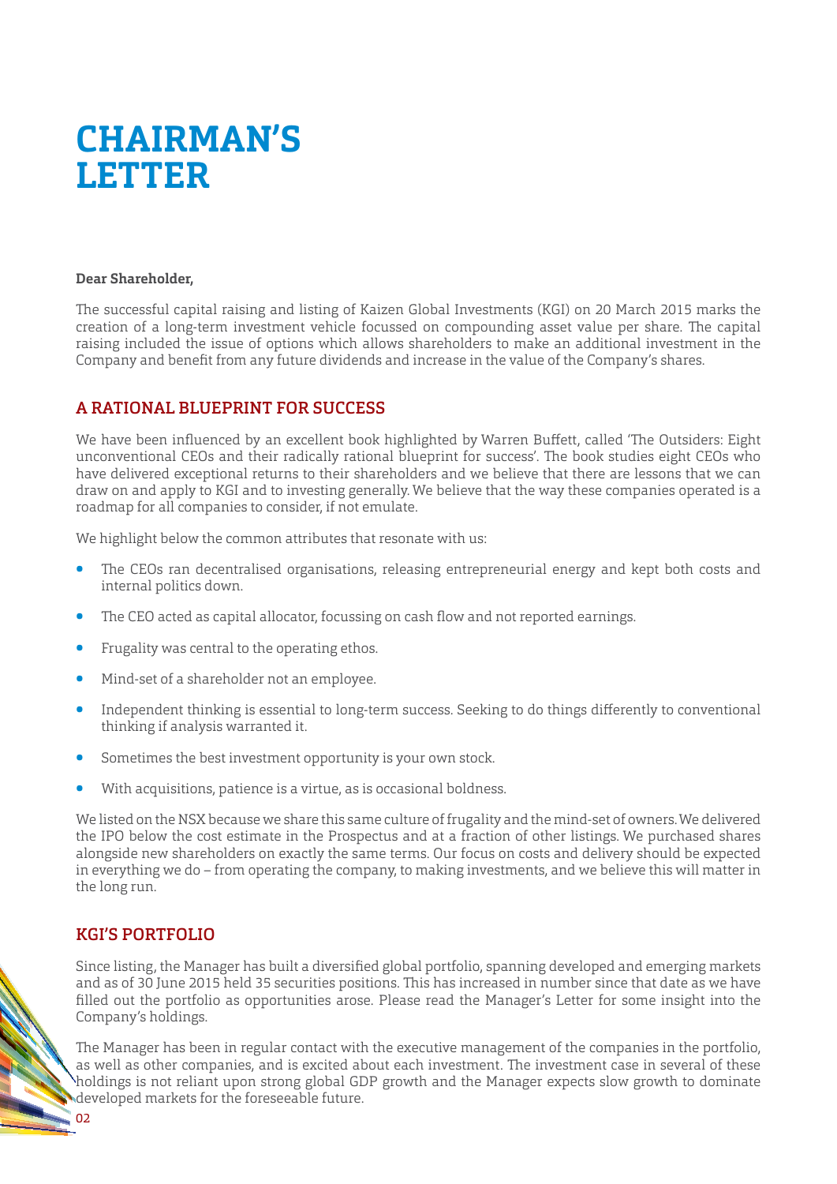# CHAIRMAN'S LETTER

**Dear Shareholder,**

The successful capital raising and listing of Kaizen Global Investments (KGI) on 20 March 2015 marks the creation of a long-term investment vehicle focussed on compounding asset value per share. The capital raising included the issue of options which allows shareholders to make an additional investment in the Company and benefit from any future dividends and increase in the value of the Company's shares.

## A RATIONAL BLUEPRINT FOR SUCCESS

We have been influenced by an excellent book highlighted by Warren Buffett, called 'The Outsiders: Eight unconventional CEOs and their radically rational blueprint for success'. The book studies eight CEOs who have delivered exceptional returns to their shareholders and we believe that there are lessons that we can draw on and apply to KGI and to investing generally. We believe that the way these companies operated is a roadmap for all companies to consider, if not emulate.

We highlight below the common attributes that resonate with us:

- The CEOs ran decentralised organisations, releasing entrepreneurial energy and kept both costs and internal politics down.
- The CEO acted as capital allocator, focussing on cash flow and not reported earnings.
- Frugality was central to the operating ethos.
- Mind-set of a shareholder not an employee.
- Independent thinking is essential to long-term success. Seeking to do things differently to conventional thinking if analysis warranted it.
- Sometimes the best investment opportunity is your own stock.
- With acquisitions, patience is a virtue, as is occasional boldness.

We listed on the NSX because we share this same culture of frugality and the mind-set of owners. We delivered the IPO below the cost estimate in the Prospectus and at a fraction of other listings. We purchased shares alongside new shareholders on exactly the same terms. Our focus on costs and delivery should be expected in everything we do – from operating the company, to making investments, and we believe this will matter in the long run.

## KGI'S PORTFOLIO

Since listing, the Manager has built a diversified global portfolio, spanning developed and emerging markets and as of 30 June 2015 held 35 securities positions. This has increased in number since that date as we have filled out the portfolio as opportunities arose. Please read the Manager's Letter for some insight into the Company's holdings.

The Manager has been in regular contact with the executive management of the companies in the portfolio, as well as other companies, and is excited about each investment. The investment case in several of these holdings is not reliant upon strong global GDP growth and the Manager expects slow growth to dominate developed markets for the foreseeable future.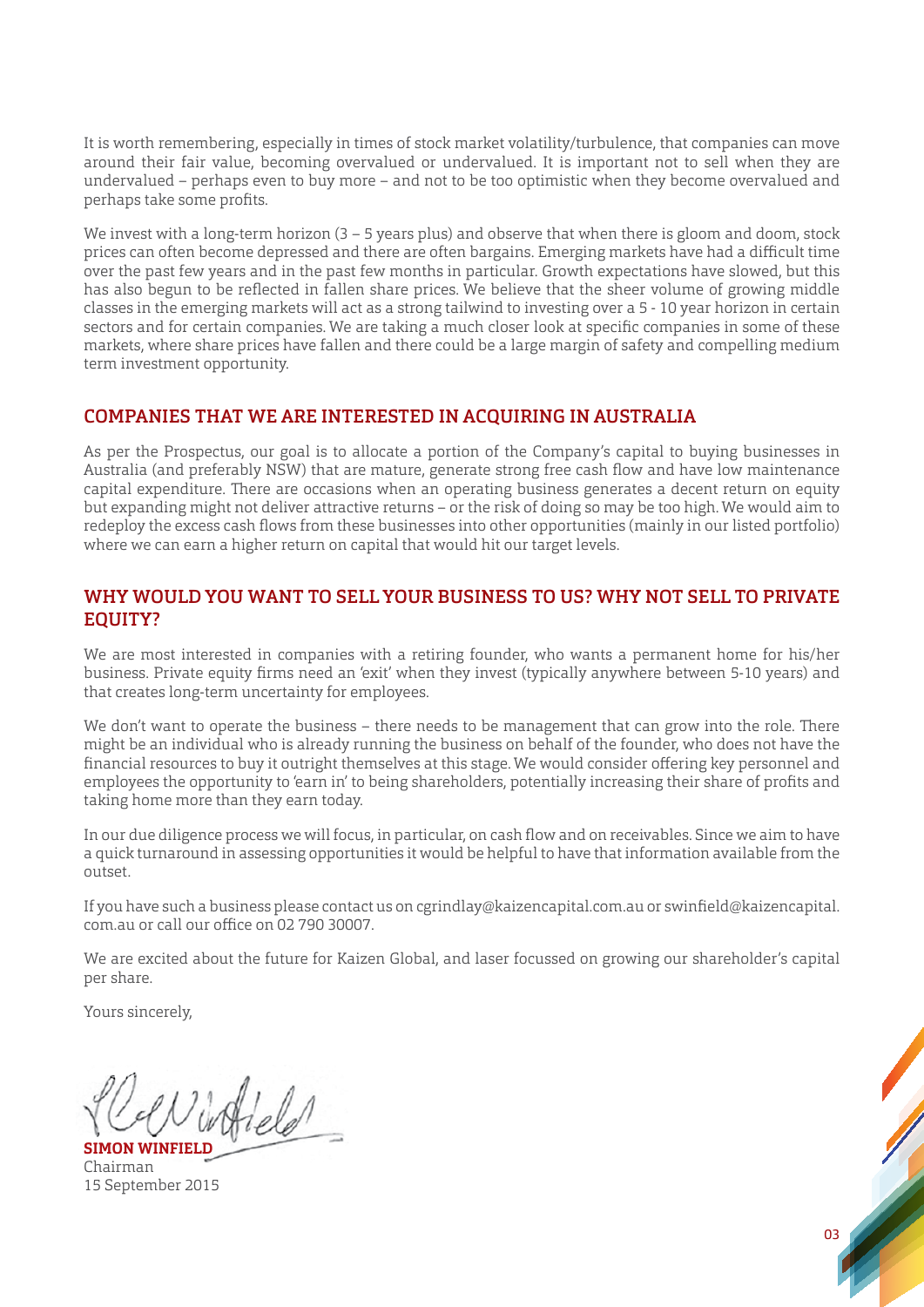It is worth remembering, especially in times of stock market volatility/turbulence, that companies can move around their fair value, becoming overvalued or undervalued. It is important not to sell when they are undervalued – perhaps even to buy more – and not to be too optimistic when they become overvalued and perhaps take some profits.

We invest with a long-term horizon (3 – 5 years plus) and observe that when there is gloom and doom, stock prices can often become depressed and there are often bargains. Emerging markets have had a difficult time over the past few years and in the past few months in particular. Growth expectations have slowed, but this has also begun to be reflected in fallen share prices. We believe that the sheer volume of growing middle classes in the emerging markets will act as a strong tailwind to investing over a 5 - 10 year horizon in certain sectors and for certain companies. We are taking a much closer look at specific companies in some of these markets, where share prices have fallen and there could be a large margin of safety and compelling medium term investment opportunity.

## COMPANIES THAT WE ARE INTERESTED IN ACQUIRING IN AUSTRALIA

As per the Prospectus, our goal is to allocate a portion of the Company's capital to buying businesses in Australia (and preferably NSW) that are mature, generate strong free cash flow and have low maintenance capital expenditure. There are occasions when an operating business generates a decent return on equity but expanding might not deliver attractive returns – or the risk of doing so may be too high. We would aim to redeploy the excess cash flows from these businesses into other opportunities (mainly in our listed portfolio) where we can earn a higher return on capital that would hit our target levels.

## WHY WOULD YOU WANT TO SELL YOUR BUSINESS TO US? WHY NOT SELL TO PRIVATE EQUITY?

We are most interested in companies with a retiring founder, who wants a permanent home for his/her business. Private equity firms need an 'exit' when they invest (typically anywhere between 5-10 years) and that creates long-term uncertainty for employees.

We don't want to operate the business – there needs to be management that can grow into the role. There might be an individual who is already running the business on behalf of the founder, who does not have the financial resources to buy it outright themselves at this stage. We would consider offering key personnel and employees the opportunity to 'earn in' to being shareholders, potentially increasing their share of profits and taking home more than they earn today.

In our due diligence process we will focus, in particular, on cash flow and on receivables. Since we aim to have a quick turnaround in assessing opportunities it would be helpful to have that information available from the outset.

If you have such a business please contact us on cgrindlay@kaizencapital.com.au or swinfield@kaizencapital.com.au or call our office on 02 790 30007.

We are excited about the future for Kaizen Global, and laser focussed on growing our shareholder's capital per share.

Yours sincerely,

**SIMON WINFIELD**
Chairman
15 September 2015